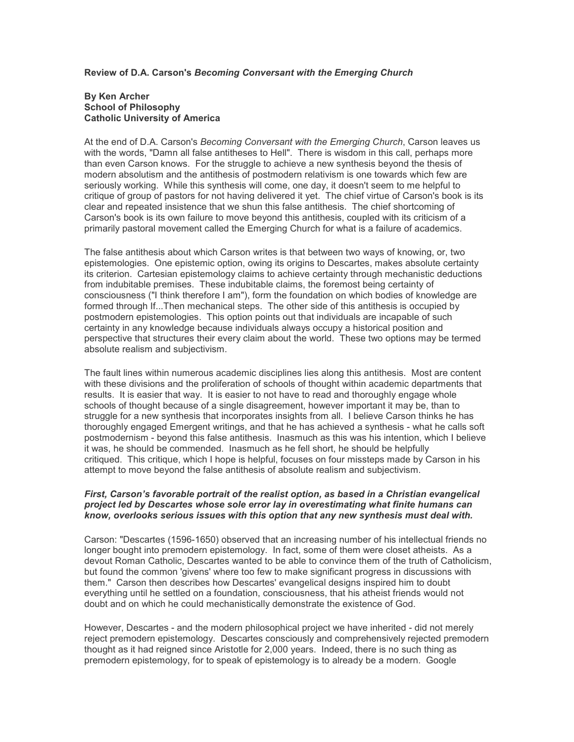**Review of D.A. Carson's *Becoming Conversant with the Emerging Church***

**By Ken Archer**
**School of Philosophy**
**Catholic University of America**

At the end of D.A. Carson's *Becoming Conversant with the Emerging Church*, Carson leaves us with the words, "Damn all false antitheses to Hell". There is wisdom in this call, perhaps more than even Carson knows. For the struggle to achieve a new synthesis beyond the thesis of modern absolutism and the antithesis of postmodern relativism is one towards which few are seriously working. While this synthesis will come, one day, it doesn't seem to me helpful to critique of group of pastors for not having delivered it yet. The chief virtue of Carson's book is its clear and repeated insistence that we shun this false antithesis. The chief shortcoming of Carson's book is its own failure to move beyond this antithesis, coupled with its criticism of a primarily pastoral movement called the Emerging Church for what is a failure of academics.

The false antithesis about which Carson writes is that between two ways of knowing, or, two epistemologies. One epistemic option, owing its origins to Descartes, makes absolute certainty its criterion. Cartesian epistemology claims to achieve certainty through mechanistic deductions from indubitable premises. These indubitable claims, the foremost being certainty of consciousness ("I think therefore I am"), form the foundation on which bodies of knowledge are formed through If...Then mechanical steps. The other side of this antithesis is occupied by postmodern epistemologies. This option points out that individuals are incapable of such certainty in any knowledge because individuals always occupy a historical position and perspective that structures their every claim about the world. These two options may be termed absolute realism and subjectivism.

The fault lines within numerous academic disciplines lies along this antithesis. Most are content with these divisions and the proliferation of schools of thought within academic departments that results. It is easier that way. It is easier to not have to read and thoroughly engage whole schools of thought because of a single disagreement, however important it may be, than to struggle for a new synthesis that incorporates insights from all. I believe Carson thinks he has thoroughly engaged Emergent writings, and that he has achieved a synthesis - what he calls soft postmodernism - beyond this false antithesis. Inasmuch as this was his intention, which I believe it was, he should be commended. Inasmuch as he fell short, he should be helpfully critiqued. This critique, which I hope is helpful, focuses on four missteps made by Carson in his attempt to move beyond the false antithesis of absolute realism and subjectivism.

***First, Carson's favorable portrait of the realist option, as based in a Christian evangelical project led by Descartes whose sole error lay in overestimating what finite humans can know, overlooks serious issues with this option that any new synthesis must deal with.***

Carson: "Descartes (1596-1650) observed that an increasing number of his intellectual friends no longer bought into premodern epistemology. In fact, some of them were closet atheists. As a devout Roman Catholic, Descartes wanted to be able to convince them of the truth of Catholicism, but found the common 'givens' where too few to make significant progress in discussions with them." Carson then describes how Descartes' evangelical designs inspired him to doubt everything until he settled on a foundation, consciousness, that his atheist friends would not doubt and on which he could mechanistically demonstrate the existence of God.

However, Descartes - and the modern philosophical project we have inherited - did not merely reject premodern epistemology. Descartes consciously and comprehensively rejected premodern thought as it had reigned since Aristotle for 2,000 years. Indeed, there is no such thing as premodern epistemology, for to speak of epistemology is to already be a modern. Google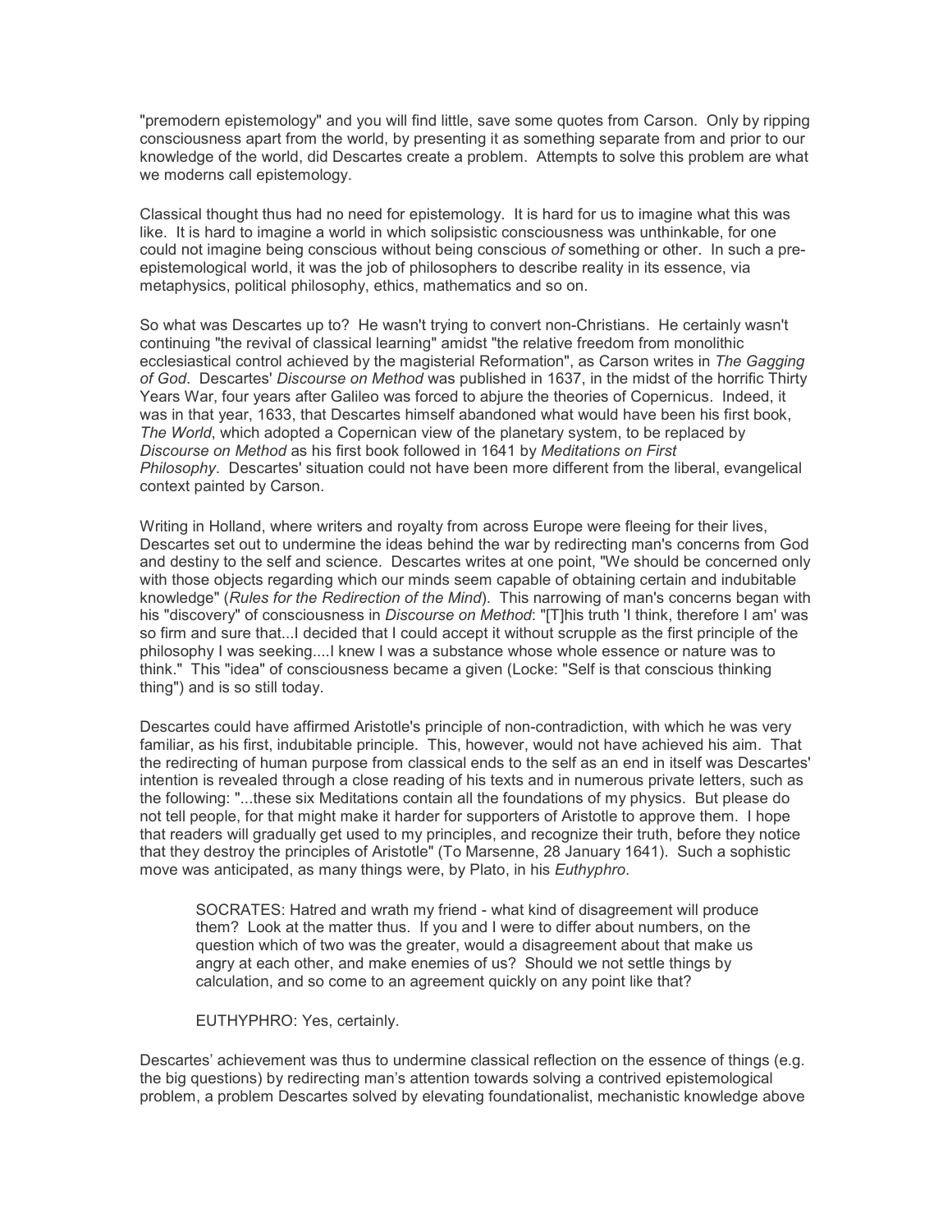"premodern epistemology" and you will find little, save some quotes from Carson. Only by ripping consciousness apart from the world, by presenting it as something separate from and prior to our knowledge of the world, did Descartes create a problem. Attempts to solve this problem are what we moderns call epistemology.

Classical thought thus had no need for epistemology. It is hard for us to imagine what this was like. It is hard to imagine a world in which solipsistic consciousness was unthinkable, for one could not imagine being conscious without being conscious *of* something or other. In such a pre-epistemological world, it was the job of philosophers to describe reality in its essence, via metaphysics, political philosophy, ethics, mathematics and so on.

So what was Descartes up to? He wasn't trying to convert non-Christians. He certainly wasn't continuing "the revival of classical learning" amidst "the relative freedom from monolithic ecclesiastical control achieved by the magisterial Reformation", as Carson writes in *The Gagging of God*. Descartes' *Discourse on Method* was published in 1637, in the midst of the horrific Thirty Years War, four years after Galileo was forced to abjure the theories of Copernicus. Indeed, it was in that year, 1633, that Descartes himself abandoned what would have been his first book, *The World*, which adopted a Copernican view of the planetary system, to be replaced by *Discourse on Method* as his first book followed in 1641 by *Meditations on First Philosophy*. Descartes' situation could not have been more different from the liberal, evangelical context painted by Carson.

Writing in Holland, where writers and royalty from across Europe were fleeing for their lives, Descartes set out to undermine the ideas behind the war by redirecting man's concerns from God and destiny to the self and science. Descartes writes at one point, "We should be concerned only with those objects regarding which our minds seem capable of obtaining certain and indubitable knowledge" (*Rules for the Redirection of the Mind*). This narrowing of man's concerns began with his "discovery" of consciousness in *Discourse on Method*: "[T]his truth 'I think, therefore I am' was so firm and sure that...I decided that I could accept it without scrupple as the first principle of the philosophy I was seeking....I knew I was a substance whose whole essence or nature was to think." This "idea" of consciousness became a given (Locke: "Self is that conscious thinking thing") and is so still today.

Descartes could have affirmed Aristotle's principle of non-contradiction, with which he was very familiar, as his first, indubitable principle. This, however, would not have achieved his aim. That the redirecting of human purpose from classical ends to the self as an end in itself was Descartes' intention is revealed through a close reading of his texts and in numerous private letters, such as the following: "...these six Meditations contain all the foundations of my physics. But please do not tell people, for that might make it harder for supporters of Aristotle to approve them. I hope that readers will gradually get used to my principles, and recognize their truth, before they notice that they destroy the principles of Aristotle" (To Marsenne, 28 January 1641). Such a sophistic move was anticipated, as many things were, by Plato, in his *Euthyphro*.

> SOCRATES: Hatred and wrath my friend - what kind of disagreement will produce them? Look at the matter thus. If you and I were to differ about numbers, on the question which of two was the greater, would a disagreement about that make us angry at each other, and make enemies of us? Should we not settle things by calculation, and so come to an agreement quickly on any point like that?
>
> EUTHYPHRO: Yes, certainly.

Descartes' achievement was thus to undermine classical reflection on the essence of things (e.g. the big questions) by redirecting man's attention towards solving a contrived epistemological problem, a problem Descartes solved by elevating foundationalist, mechanistic knowledge above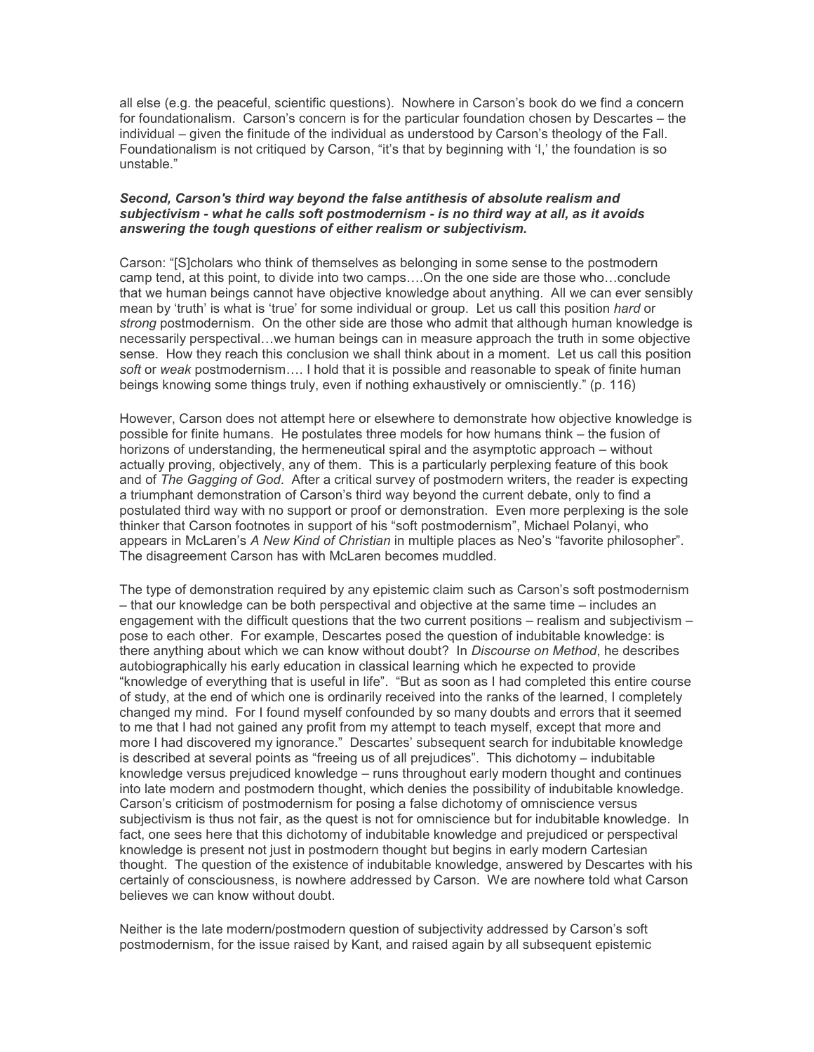all else (e.g. the peaceful, scientific questions). Nowhere in Carson's book do we find a concern for foundationalism. Carson's concern is for the particular foundation chosen by Descartes – the individual – given the finitude of the individual as understood by Carson's theology of the Fall. Foundationalism is not critiqued by Carson, "it's that by beginning with 'I,' the foundation is so unstable."

***Second, Carson's third way beyond the false antithesis of absolute realism and subjectivism - what he calls soft postmodernism - is no third way at all, as it avoids answering the tough questions of either realism or subjectivism.***

Carson: "[S]cholars who think of themselves as belonging in some sense to the postmodern camp tend, at this point, to divide into two camps….On the one side are those who…conclude that we human beings cannot have objective knowledge about anything. All we can ever sensibly mean by 'truth' is what is 'true' for some individual or group. Let us call this position *hard* or *strong* postmodernism. On the other side are those who admit that although human knowledge is necessarily perspectival…we human beings can in measure approach the truth in some objective sense. How they reach this conclusion we shall think about in a moment. Let us call this position *soft* or *weak* postmodernism…. I hold that it is possible and reasonable to speak of finite human beings knowing some things truly, even if nothing exhaustively or omnisciently." (p. 116)

However, Carson does not attempt here or elsewhere to demonstrate how objective knowledge is possible for finite humans. He postulates three models for how humans think – the fusion of horizons of understanding, the hermeneutical spiral and the asymptotic approach – without actually proving, objectively, any of them. This is a particularly perplexing feature of this book and of *The Gagging of God*. After a critical survey of postmodern writers, the reader is expecting a triumphant demonstration of Carson's third way beyond the current debate, only to find a postulated third way with no support or proof or demonstration. Even more perplexing is the sole thinker that Carson footnotes in support of his "soft postmodernism", Michael Polanyi, who appears in McLaren's *A New Kind of Christian* in multiple places as Neo's "favorite philosopher". The disagreement Carson has with McLaren becomes muddled.

The type of demonstration required by any epistemic claim such as Carson's soft postmodernism – that our knowledge can be both perspectival and objective at the same time – includes an engagement with the difficult questions that the two current positions – realism and subjectivism – pose to each other. For example, Descartes posed the question of indubitable knowledge: is there anything about which we can know without doubt? In *Discourse on Method*, he describes autobiographically his early education in classical learning which he expected to provide "knowledge of everything that is useful in life". "But as soon as I had completed this entire course of study, at the end of which one is ordinarily received into the ranks of the learned, I completely changed my mind. For I found myself confounded by so many doubts and errors that it seemed to me that I had not gained any profit from my attempt to teach myself, except that more and more I had discovered my ignorance." Descartes' subsequent search for indubitable knowledge is described at several points as "freeing us of all prejudices". This dichotomy – indubitable knowledge versus prejudiced knowledge – runs throughout early modern thought and continues into late modern and postmodern thought, which denies the possibility of indubitable knowledge. Carson's criticism of postmodernism for posing a false dichotomy of omniscience versus subjectivism is thus not fair, as the quest is not for omniscience but for indubitable knowledge. In fact, one sees here that this dichotomy of indubitable knowledge and prejudiced or perspectival knowledge is present not just in postmodern thought but begins in early modern Cartesian thought. The question of the existence of indubitable knowledge, answered by Descartes with his certainly of consciousness, is nowhere addressed by Carson. We are nowhere told what Carson believes we can know without doubt.

Neither is the late modern/postmodern question of subjectivity addressed by Carson's soft postmodernism, for the issue raised by Kant, and raised again by all subsequent epistemic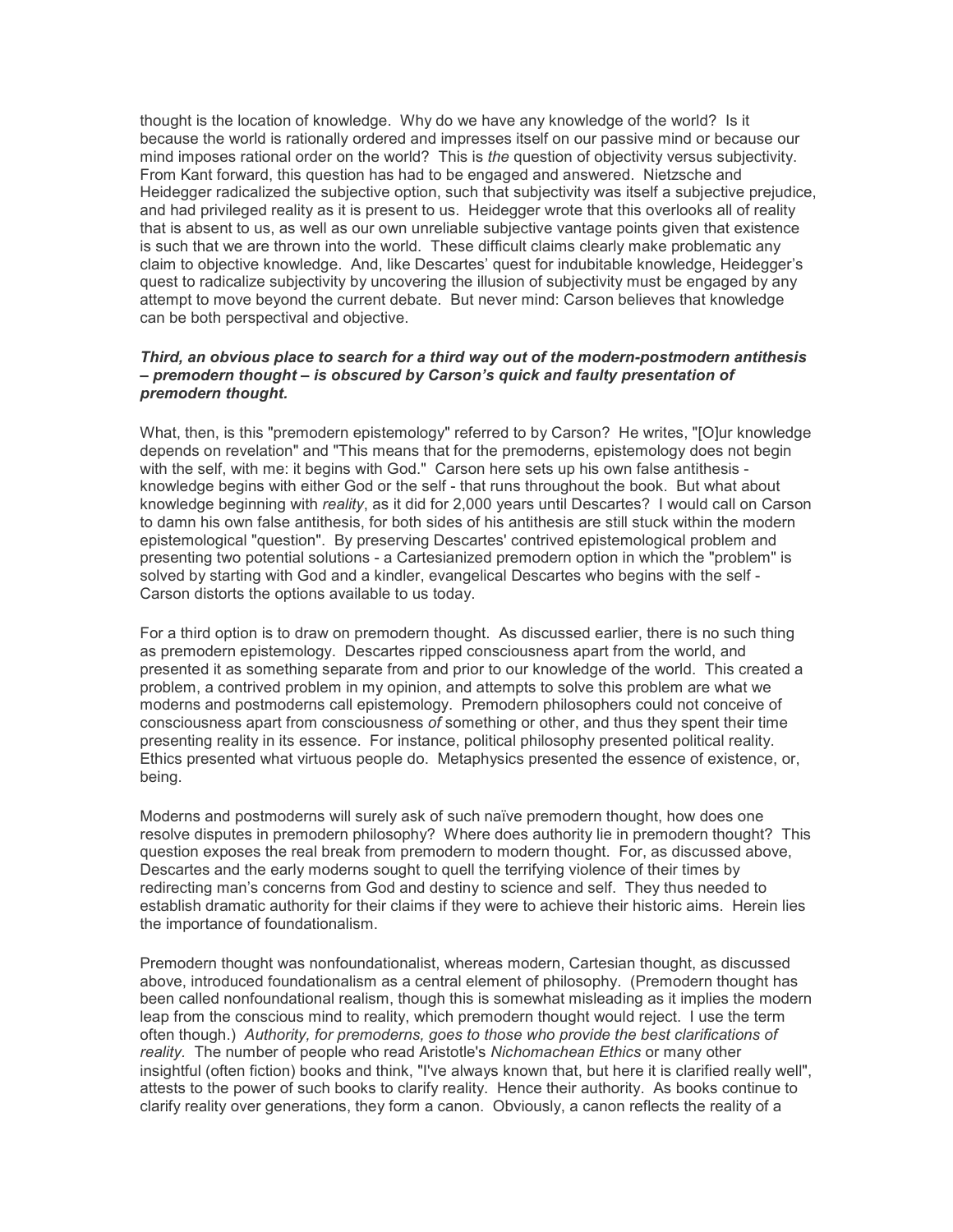thought is the location of knowledge. Why do we have any knowledge of the world? Is it because the world is rationally ordered and impresses itself on our passive mind or because our mind imposes rational order on the world? This is *the* question of objectivity versus subjectivity. From Kant forward, this question has had to be engaged and answered. Nietzsche and Heidegger radicalized the subjective option, such that subjectivity was itself a subjective prejudice, and had privileged reality as it is present to us. Heidegger wrote that this overlooks all of reality that is absent to us, as well as our own unreliable subjective vantage points given that existence is such that we are thrown into the world. These difficult claims clearly make problematic any claim to objective knowledge. And, like Descartes' quest for indubitable knowledge, Heidegger's quest to radicalize subjectivity by uncovering the illusion of subjectivity must be engaged by any attempt to move beyond the current debate. But never mind: Carson believes that knowledge can be both perspectival and objective.

***Third, an obvious place to search for a third way out of the modern-postmodern antithesis – premodern thought – is obscured by Carson's quick and faulty presentation of premodern thought.***

What, then, is this "premodern epistemology" referred to by Carson? He writes, "[O]ur knowledge depends on revelation" and "This means that for the premoderns, epistemology does not begin with the self, with me: it begins with God." Carson here sets up his own false antithesis - knowledge begins with either God or the self - that runs throughout the book. But what about knowledge beginning with *reality*, as it did for 2,000 years until Descartes? I would call on Carson to damn his own false antithesis, for both sides of his antithesis are still stuck within the modern epistemological "question". By preserving Descartes' contrived epistemological problem and presenting two potential solutions - a Cartesianized premodern option in which the "problem" is solved by starting with God and a kindler, evangelical Descartes who begins with the self - Carson distorts the options available to us today.

For a third option is to draw on premodern thought. As discussed earlier, there is no such thing as premodern epistemology. Descartes ripped consciousness apart from the world, and presented it as something separate from and prior to our knowledge of the world. This created a problem, a contrived problem in my opinion, and attempts to solve this problem are what we moderns and postmoderns call epistemology. Premodern philosophers could not conceive of consciousness apart from consciousness *of* something or other, and thus they spent their time presenting reality in its essence. For instance, political philosophy presented political reality. Ethics presented what virtuous people do. Metaphysics presented the essence of existence, or, being.

Moderns and postmoderns will surely ask of such naïve premodern thought, how does one resolve disputes in premodern philosophy? Where does authority lie in premodern thought? This question exposes the real break from premodern to modern thought. For, as discussed above, Descartes and the early moderns sought to quell the terrifying violence of their times by redirecting man's concerns from God and destiny to science and self. They thus needed to establish dramatic authority for their claims if they were to achieve their historic aims. Herein lies the importance of foundationalism.

Premodern thought was nonfoundationalist, whereas modern, Cartesian thought, as discussed above, introduced foundationalism as a central element of philosophy. (Premodern thought has been called nonfoundational realism, though this is somewhat misleading as it implies the modern leap from the conscious mind to reality, which premodern thought would reject. I use the term often though.) *Authority, for premoderns, goes to those who provide the best clarifications of reality.* The number of people who read Aristotle's *Nichomachean Ethics* or many other insightful (often fiction) books and think, "I've always known that, but here it is clarified really well", attests to the power of such books to clarify reality. Hence their authority. As books continue to clarify reality over generations, they form a canon. Obviously, a canon reflects the reality of a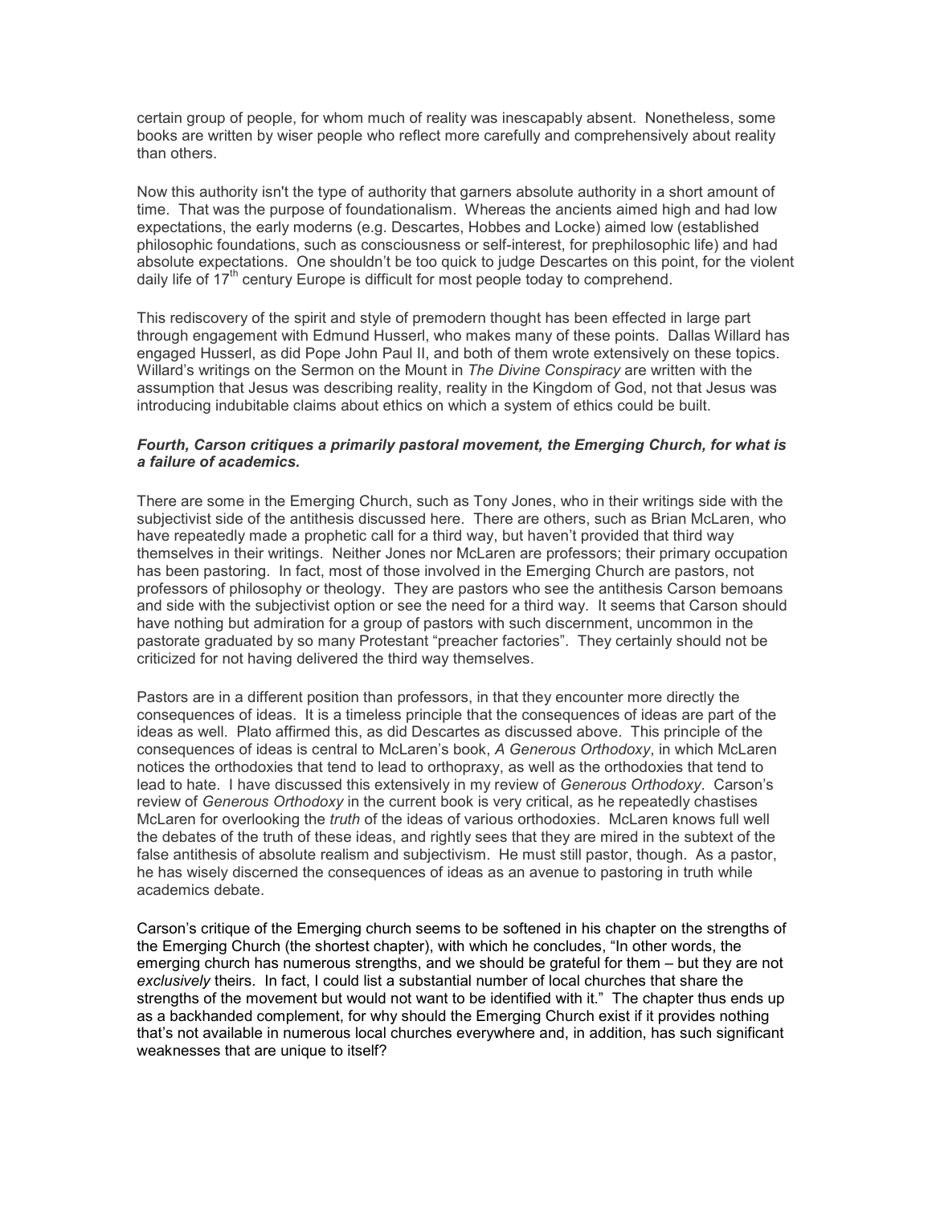certain group of people, for whom much of reality was inescapably absent. Nonetheless, some books are written by wiser people who reflect more carefully and comprehensively about reality than others.

Now this authority isn't the type of authority that garners absolute authority in a short amount of time. That was the purpose of foundationalism. Whereas the ancients aimed high and had low expectations, the early moderns (e.g. Descartes, Hobbes and Locke) aimed low (established philosophic foundations, such as consciousness or self-interest, for prephilosophic life) and had absolute expectations. One shouldn't be too quick to judge Descartes on this point, for the violent daily life of 17th century Europe is difficult for most people today to comprehend.

This rediscovery of the spirit and style of premodern thought has been effected in large part through engagement with Edmund Husserl, who makes many of these points. Dallas Willard has engaged Husserl, as did Pope John Paul II, and both of them wrote extensively on these topics. Willard's writings on the Sermon on the Mount in *The Divine Conspiracy* are written with the assumption that Jesus was describing reality, reality in the Kingdom of God, not that Jesus was introducing indubitable claims about ethics on which a system of ethics could be built.

***Fourth, Carson critiques a primarily pastoral movement, the Emerging Church, for what is a failure of academics.***

There are some in the Emerging Church, such as Tony Jones, who in their writings side with the subjectivist side of the antithesis discussed here. There are others, such as Brian McLaren, who have repeatedly made a prophetic call for a third way, but haven't provided that third way themselves in their writings. Neither Jones nor McLaren are professors; their primary occupation has been pastoring. In fact, most of those involved in the Emerging Church are pastors, not professors of philosophy or theology. They are pastors who see the antithesis Carson bemoans and side with the subjectivist option or see the need for a third way. It seems that Carson should have nothing but admiration for a group of pastors with such discernment, uncommon in the pastorate graduated by so many Protestant "preacher factories". They certainly should not be criticized for not having delivered the third way themselves.

Pastors are in a different position than professors, in that they encounter more directly the consequences of ideas. It is a timeless principle that the consequences of ideas are part of the ideas as well. Plato affirmed this, as did Descartes as discussed above. This principle of the consequences of ideas is central to McLaren's book, *A Generous Orthodoxy*, in which McLaren notices the orthodoxies that tend to lead to orthopraxy, as well as the orthodoxies that tend to lead to hate. I have discussed this extensively in my review of *Generous Orthodoxy*. Carson's review of *Generous Orthodoxy* in the current book is very critical, as he repeatedly chastises McLaren for overlooking the *truth* of the ideas of various orthodoxies. McLaren knows full well the debates of the truth of these ideas, and rightly sees that they are mired in the subtext of the false antithesis of absolute realism and subjectivism. He must still pastor, though. As a pastor, he has wisely discerned the consequences of ideas as an avenue to pastoring in truth while academics debate.

Carson's critique of the Emerging church seems to be softened in his chapter on the strengths of the Emerging Church (the shortest chapter), with which he concludes, "In other words, the emerging church has numerous strengths, and we should be grateful for them – but they are not *exclusively* theirs. In fact, I could list a substantial number of local churches that share the strengths of the movement but would not want to be identified with it." The chapter thus ends up as a backhanded complement, for why should the Emerging Church exist if it provides nothing that's not available in numerous local churches everywhere and, in addition, has such significant weaknesses that are unique to itself?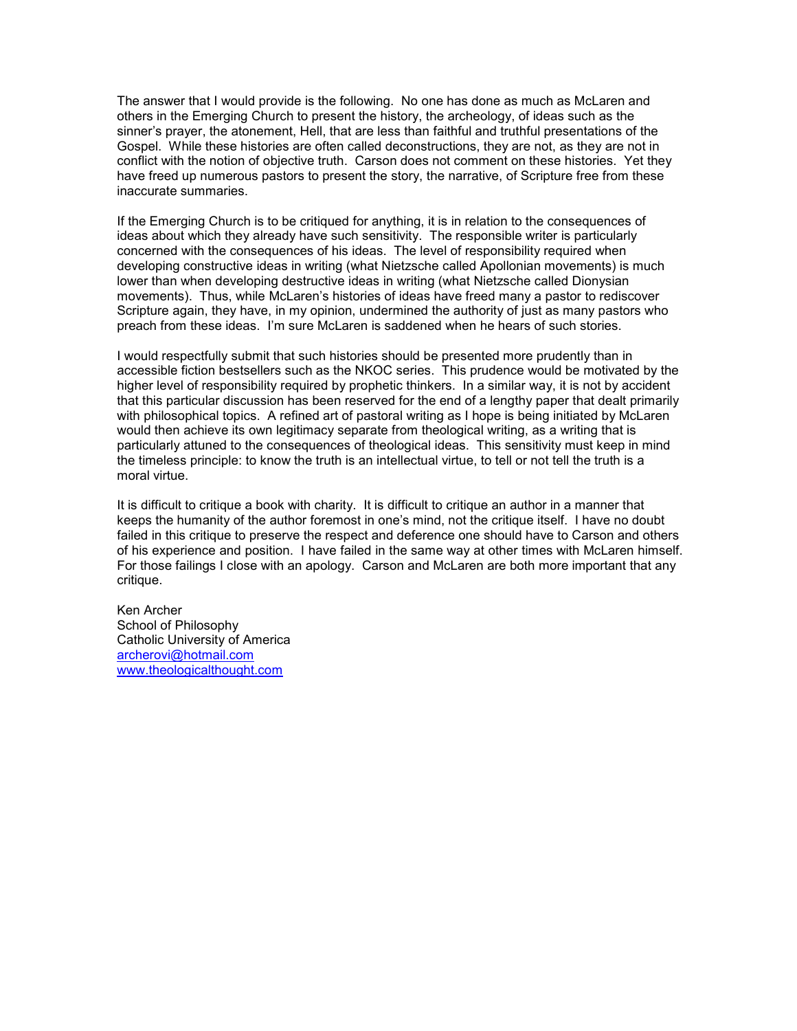The answer that I would provide is the following. No one has done as much as McLaren and others in the Emerging Church to present the history, the archeology, of ideas such as the sinner's prayer, the atonement, Hell, that are less than faithful and truthful presentations of the Gospel. While these histories are often called deconstructions, they are not, as they are not in conflict with the notion of objective truth. Carson does not comment on these histories. Yet they have freed up numerous pastors to present the story, the narrative, of Scripture free from these inaccurate summaries.

If the Emerging Church is to be critiqued for anything, it is in relation to the consequences of ideas about which they already have such sensitivity. The responsible writer is particularly concerned with the consequences of his ideas. The level of responsibility required when developing constructive ideas in writing (what Nietzsche called Apollonian movements) is much lower than when developing destructive ideas in writing (what Nietzsche called Dionysian movements). Thus, while McLaren's histories of ideas have freed many a pastor to rediscover Scripture again, they have, in my opinion, undermined the authority of just as many pastors who preach from these ideas. I'm sure McLaren is saddened when he hears of such stories.

I would respectfully submit that such histories should be presented more prudently than in accessible fiction bestsellers such as the NKOC series. This prudence would be motivated by the higher level of responsibility required by prophetic thinkers. In a similar way, it is not by accident that this particular discussion has been reserved for the end of a lengthy paper that dealt primarily with philosophical topics. A refined art of pastoral writing as I hope is being initiated by McLaren would then achieve its own legitimacy separate from theological writing, as a writing that is particularly attuned to the consequences of theological ideas. This sensitivity must keep in mind the timeless principle: to know the truth is an intellectual virtue, to tell or not tell the truth is a moral virtue.

It is difficult to critique a book with charity. It is difficult to critique an author in a manner that keeps the humanity of the author foremost in one's mind, not the critique itself. I have no doubt failed in this critique to preserve the respect and deference one should have to Carson and others of his experience and position. I have failed in the same way at other times with McLaren himself. For those failings I close with an apology. Carson and McLaren are both more important that any critique.

Ken Archer
School of Philosophy
Catholic University of America
archerovi@hotmail.com
www.theologicalthought.com